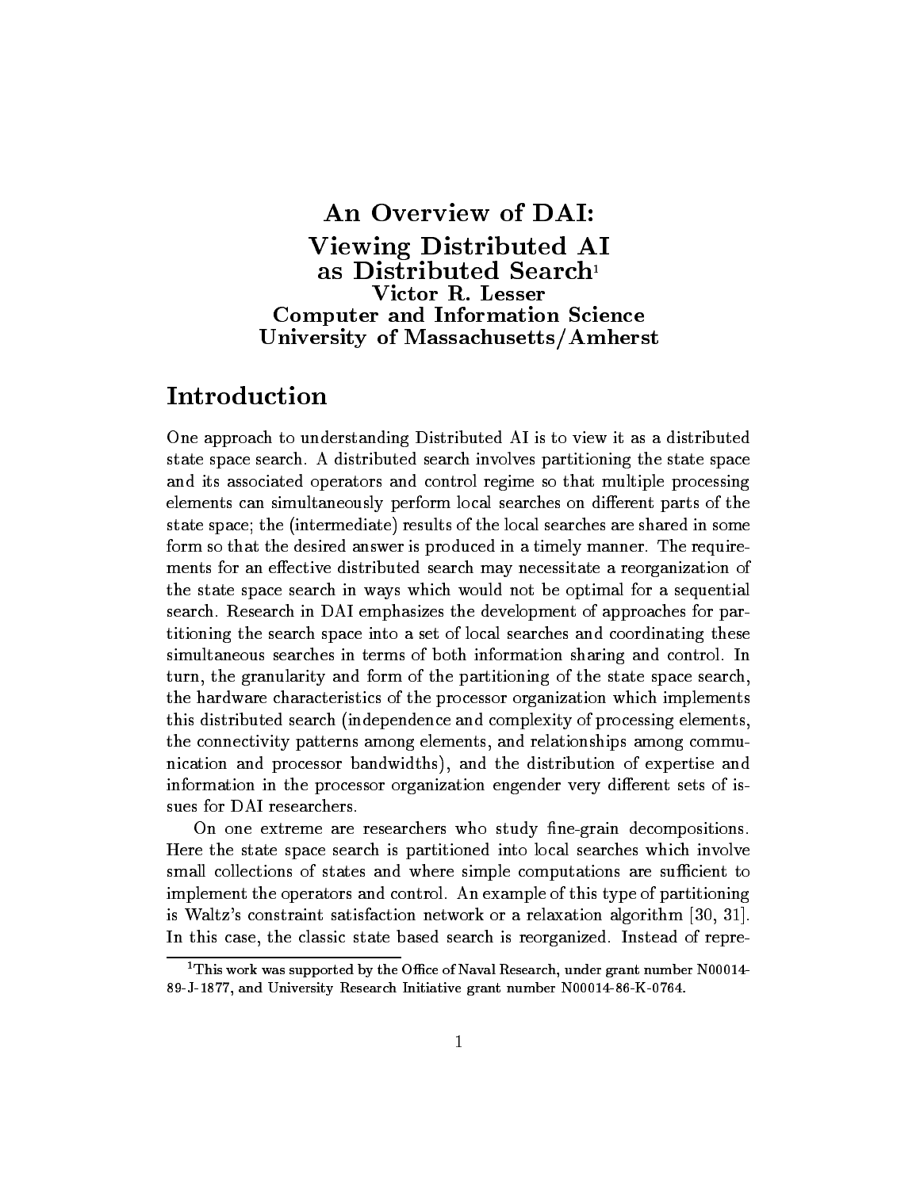# An Overview of DAI: Viewing Distributed AI as Distributed Search[1]

**Victor R. Lesser**
**Computer and Information Science**
**University of Massachusetts/Amherst**

## Introduction

One approach to understanding Distributed AI is to view it as a distributed state space search. A distributed search involves partitioning the state space and its associated operators and control regime so that multiple processing elements can simultaneously perform local searches on different parts of the state space; the (intermediate) results of the local searches are shared in some form so that the desired answer is produced in a timely manner. The requirements for an effective distributed search may necessitate a reorganization of the state space search in ways which would not be optimal for a sequential search. Research in DAI emphasizes the development of approaches for partitioning the search space into a set of local searches and coordinating these simultaneous searches in terms of both information sharing and control. In turn, the granularity and form of the partitioning of the state space search, the hardware characteristics of the processor organization which implements this distributed search (independence and complexity of processing elements, the connectivity patterns among elements, and relationships among communication and processor bandwidths), and the distribution of expertise and information in the processor organization engender very different sets of issues for DAI researchers.

On one extreme are researchers who study fine-grain decompositions. Here the state space search is partitioned into local searches which involve small collections of states and where simple computations are sufficient to implement the operators and control. An example of this type of partitioning is Waltz's constraint satisfaction network or a relaxation algorithm [30, 31]. In this case, the classic state based search is reorganized. Instead of repre-

[1] This work was supported by the Office of Naval Research, under grant number N00014-89-J-1877, and University Research Initiative grant number N00014-86-K-0764.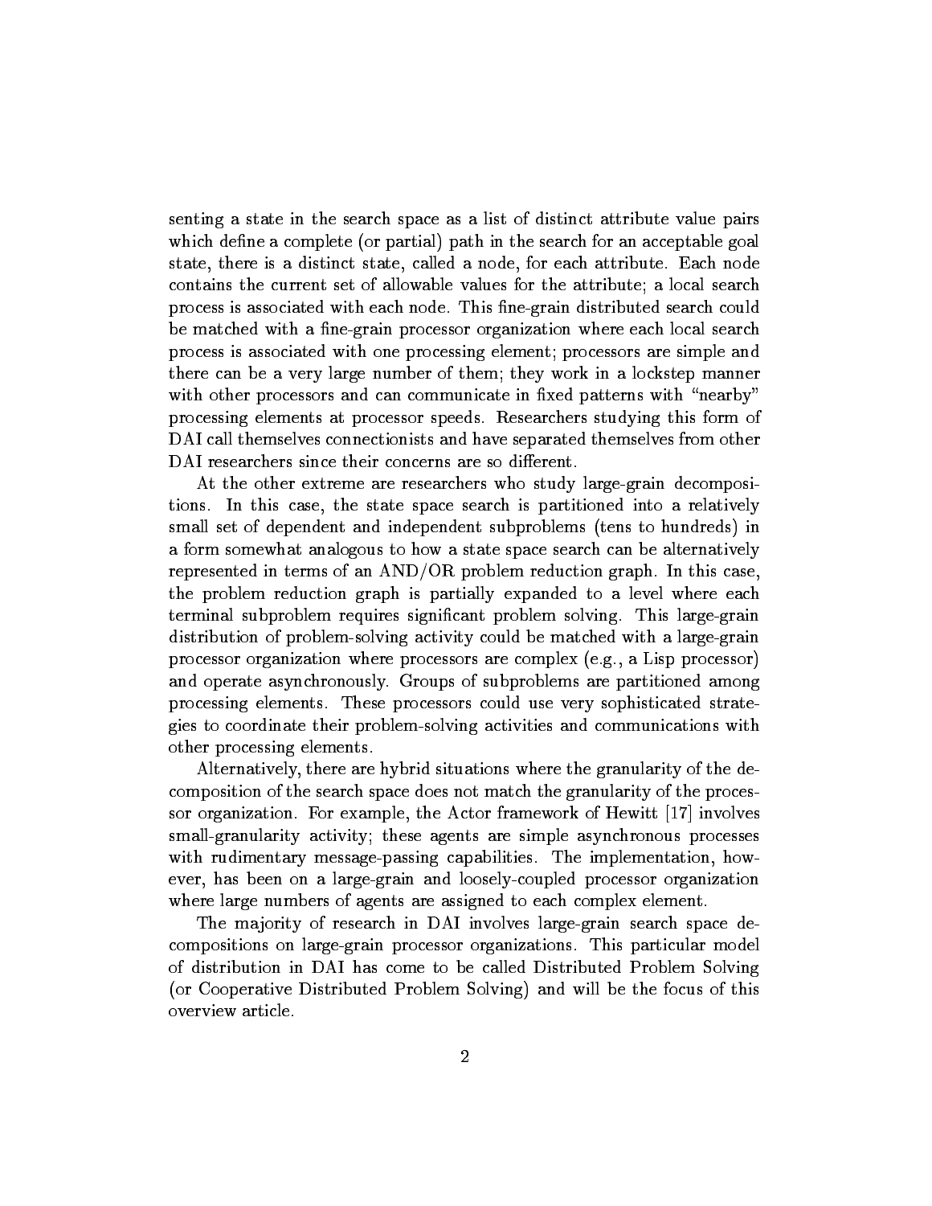senting a state in the search space as a list of distinct attribute value pairs which define a complete (or partial) path in the search for an acceptable goal state, there is a distinct state, called a node, for each attribute. Each node contains the current set of allowable values for the attribute; a local search process is associated with each node. This fine-grain distributed search could be matched with a fine-grain processor organization where each local search process is associated with one processing element; processors are simple and there can be a very large number of them; they work in a lockstep manner with other processors and can communicate in fixed patterns with "nearby" processing elements at processor speeds. Researchers studying this form of DAI call themselves connectionists and have separated themselves from other DAI researchers since their concerns are so different.

At the other extreme are researchers who study large-grain decompositions. In this case, the state space search is partitioned into a relatively small set of dependent and independent subproblems (tens to hundreds) in a form somewhat analogous to how a state space search can be alternatively represented in terms of an AND/OR problem reduction graph. In this case, the problem reduction graph is partially expanded to a level where each terminal subproblem requires significant problem solving. This large-grain distribution of problem-solving activity could be matched with a large-grain processor organization where processors are complex (e.g., a Lisp processor) and operate asynchronously. Groups of subproblems are partitioned among processing elements. These processors could use very sophisticated strategies to coordinate their problem-solving activities and communications with other processing elements.

Alternatively, there are hybrid situations where the granularity of the decomposition of the search space does not match the granularity of the processor organization. For example, the Actor framework of Hewitt [17] involves small-granularity activity; these agents are simple asynchronous processes with rudimentary message-passing capabilities. The implementation, however, has been on a large-grain and loosely-coupled processor organization where large numbers of agents are assigned to each complex element.

The majority of research in DAI involves large-grain search space decompositions on large-grain processor organizations. This particular model of distribution in DAI has come to be called Distributed Problem Solving (or Cooperative Distributed Problem Solving) and will be the focus of this overview article.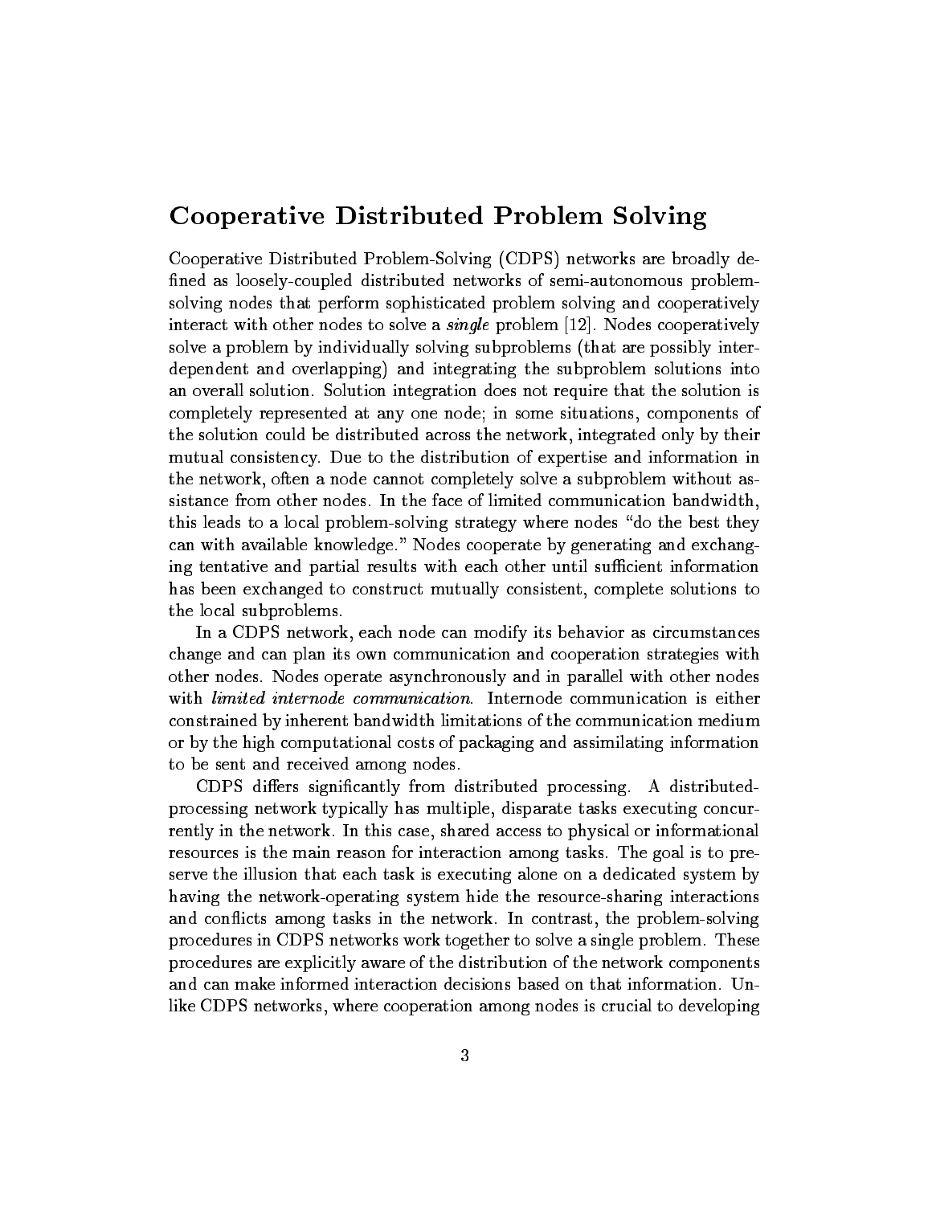## Cooperative Distributed Problem Solving

Cooperative Distributed Problem-Solving (CDPS) networks are broadly defined as loosely-coupled distributed networks of semi-autonomous problem-solving nodes that perform sophisticated problem solving and cooperatively interact with other nodes to solve a *single* problem [12]. Nodes cooperatively solve a problem by individually solving subproblems (that are possibly interdependent and overlapping) and integrating the subproblem solutions into an overall solution. Solution integration does not require that the solution is completely represented at any one node; in some situations, components of the solution could be distributed across the network, integrated only by their mutual consistency. Due to the distribution of expertise and information in the network, often a node cannot completely solve a subproblem without assistance from other nodes. In the face of limited communication bandwidth, this leads to a local problem-solving strategy where nodes "do the best they can with available knowledge." Nodes cooperate by generating and exchanging tentative and partial results with each other until sufficient information has been exchanged to construct mutually consistent, complete solutions to the local subproblems.

In a CDPS network, each node can modify its behavior as circumstances change and can plan its own communication and cooperation strategies with other nodes. Nodes operate asynchronously and in parallel with other nodes with *limited internode communication*. Internode communication is either constrained by inherent bandwidth limitations of the communication medium or by the high computational costs of packaging and assimilating information to be sent and received among nodes.

CDPS differs significantly from distributed processing. A distributed-processing network typically has multiple, disparate tasks executing concurrently in the network. In this case, shared access to physical or informational resources is the main reason for interaction among tasks. The goal is to preserve the illusion that each task is executing alone on a dedicated system by having the network-operating system hide the resource-sharing interactions and conflicts among tasks in the network. In contrast, the problem-solving procedures in CDPS networks work together to solve a single problem. These procedures are explicitly aware of the distribution of the network components and can make informed interaction decisions based on that information. Unlike CDPS networks, where cooperation among nodes is crucial to developing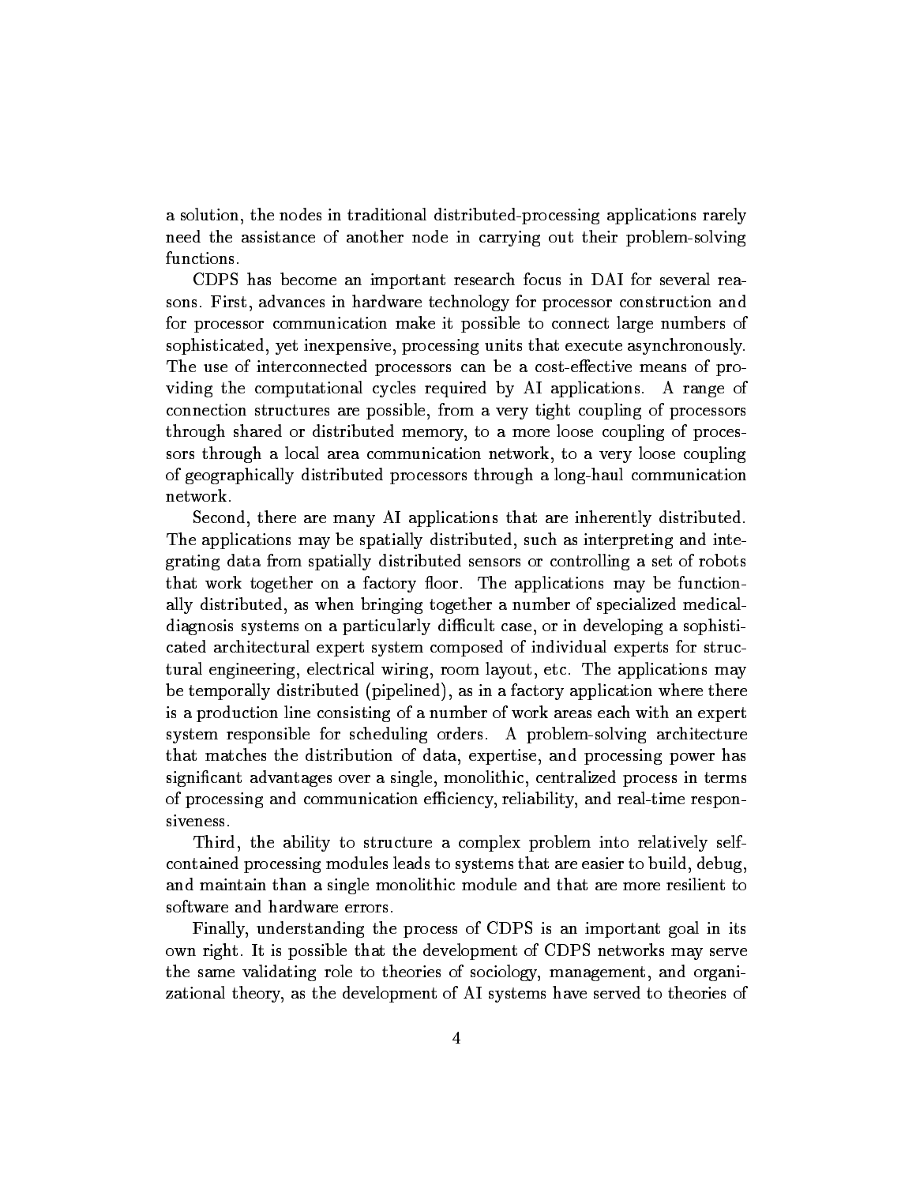a solution, the nodes in traditional distributed-processing applications rarely need the assistance of another node in carrying out their problem-solving functions.

CDPS has become an important research focus in DAI for several reasons. First, advances in hardware technology for processor construction and for processor communication make it possible to connect large numbers of sophisticated, yet inexpensive, processing units that execute asynchronously. The use of interconnected processors can be a cost-effective means of providing the computational cycles required by AI applications. A range of connection structures are possible, from a very tight coupling of processors through shared or distributed memory, to a more loose coupling of processors through a local area communication network, to a very loose coupling of geographically distributed processors through a long-haul communication network.

Second, there are many AI applications that are inherently distributed. The applications may be spatially distributed, such as interpreting and integrating data from spatially distributed sensors or controlling a set of robots that work together on a factory floor. The applications may be functionally distributed, as when bringing together a number of specialized medical-diagnosis systems on a particularly difficult case, or in developing a sophisticated architectural expert system composed of individual experts for structural engineering, electrical wiring, room layout, etc. The applications may be temporally distributed (pipelined), as in a factory application where there is a production line consisting of a number of work areas each with an expert system responsible for scheduling orders. A problem-solving architecture that matches the distribution of data, expertise, and processing power has significant advantages over a single, monolithic, centralized process in terms of processing and communication efficiency, reliability, and real-time responsiveness.

Third, the ability to structure a complex problem into relatively self-contained processing modules leads to systems that are easier to build, debug, and maintain than a single monolithic module and that are more resilient to software and hardware errors.

Finally, understanding the process of CDPS is an important goal in its own right. It is possible that the development of CDPS networks may serve the same validating role to theories of sociology, management, and organizational theory, as the development of AI systems have served to theories of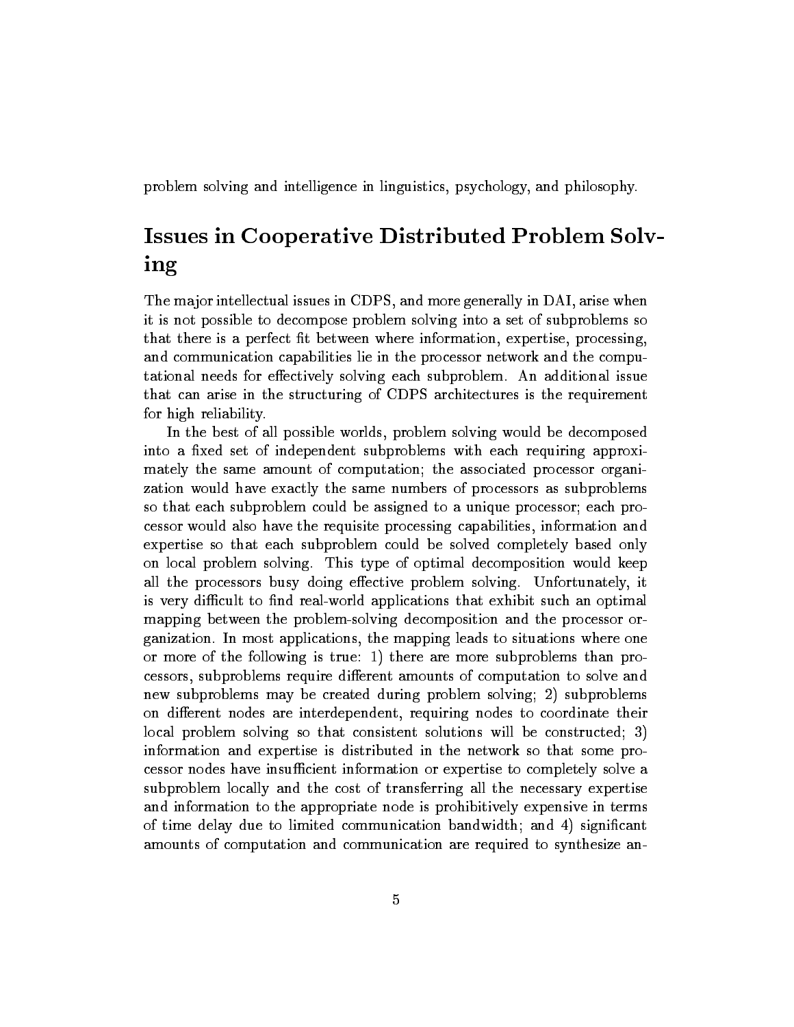problem solving and intelligence in linguistics, psychology, and philosophy.

## Issues in Cooperative Distributed Problem Solving

The major intellectual issues in CDPS, and more generally in DAI, arise when it is not possible to decompose problem solving into a set of subproblems so that there is a perfect fit between where information, expertise, processing, and communication capabilities lie in the processor network and the computational needs for effectively solving each subproblem. An additional issue that can arise in the structuring of CDPS architectures is the requirement for high reliability.

In the best of all possible worlds, problem solving would be decomposed into a fixed set of independent subproblems with each requiring approximately the same amount of computation; the associated processor organization would have exactly the same numbers of processors as subproblems so that each subproblem could be assigned to a unique processor; each processor would also have the requisite processing capabilities, information and expertise so that each subproblem could be solved completely based only on local problem solving. This type of optimal decomposition would keep all the processors busy doing effective problem solving. Unfortunately, it is very difficult to find real-world applications that exhibit such an optimal mapping between the problem-solving decomposition and the processor organization. In most applications, the mapping leads to situations where one or more of the following is true: 1) there are more subproblems than processors, subproblems require different amounts of computation to solve and new subproblems may be created during problem solving; 2) subproblems on different nodes are interdependent, requiring nodes to coordinate their local problem solving so that consistent solutions will be constructed; 3) information and expertise is distributed in the network so that some processor nodes have insufficient information or expertise to completely solve a subproblem locally and the cost of transferring all the necessary expertise and information to the appropriate node is prohibitively expensive in terms of time delay due to limited communication bandwidth; and 4) significant amounts of computation and communication are required to synthesize an-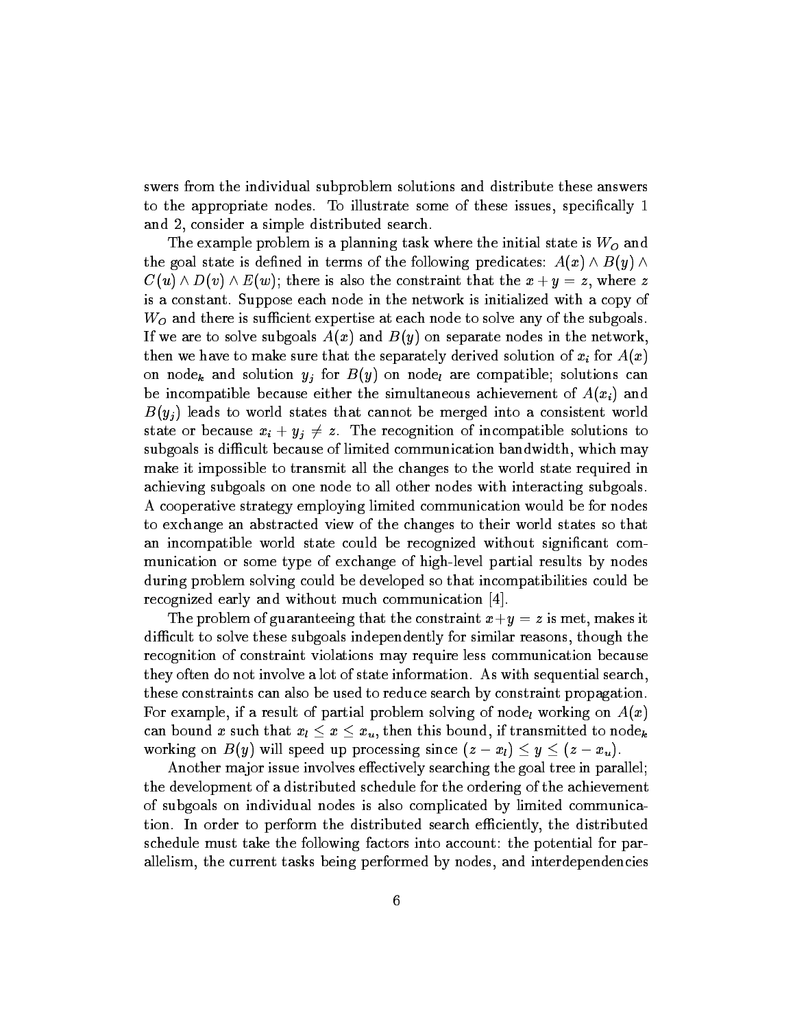swers from the individual subproblem solutions and distribute these answers to the appropriate nodes. To illustrate some of these issues, specifically 1 and 2, consider a simple distributed search.

The example problem is a planning task where the initial state is $W_O$ and the goal state is defined in terms of the following predicates: $A(x) \wedge B(y) \wedge C(u) \wedge D(v) \wedge E(w)$; there is also the constraint that the $x + y = z$, where $z$ is a constant. Suppose each node in the network is initialized with a copy of $W_O$ and there is sufficient expertise at each node to solve any of the subgoals. If we are to solve subgoals $A(x)$ and $B(y)$ on separate nodes in the network, then we have to make sure that the separately derived solution of $x_i$ for $A(x)$ on node$_k$ and solution $y_j$ for $B(y)$ on node$_l$ are compatible; solutions can be incompatible because either the simultaneous achievement of $A(x_i)$ and $B(y_j)$ leads to world states that cannot be merged into a consistent world state or because $x_i + y_j \neq z$. The recognition of incompatible solutions to subgoals is difficult because of limited communication bandwidth, which may make it impossible to transmit all the changes to the world state required in achieving subgoals on one node to all other nodes with interacting subgoals. A cooperative strategy employing limited communication would be for nodes to exchange an abstracted view of the changes to their world states so that an incompatible world state could be recognized without significant communication or some type of exchange of high-level partial results by nodes during problem solving could be developed so that incompatibilities could be recognized early and without much communication [4].

The problem of guaranteeing that the constraint $x+y = z$ is met, makes it difficult to solve these subgoals independently for similar reasons, though the recognition of constraint violations may require less communication because they often do not involve a lot of state information. As with sequential search, these constraints can also be used to reduce search by constraint propagation. For example, if a result of partial problem solving of node$_l$ working on $A(x)$ can bound $x$ such that $x_l \leq x \leq x_u$, then this bound, if transmitted to node$_k$ working on $B(y)$ will speed up processing since $(z - x_l) \leq y \leq (z - x_u)$.

Another major issue involves effectively searching the goal tree in parallel; the development of a distributed schedule for the ordering of the achievement of subgoals on individual nodes is also complicated by limited communication. In order to perform the distributed search efficiently, the distributed schedule must take the following factors into account: the potential for parallelism, the current tasks being performed by nodes, and interdependencies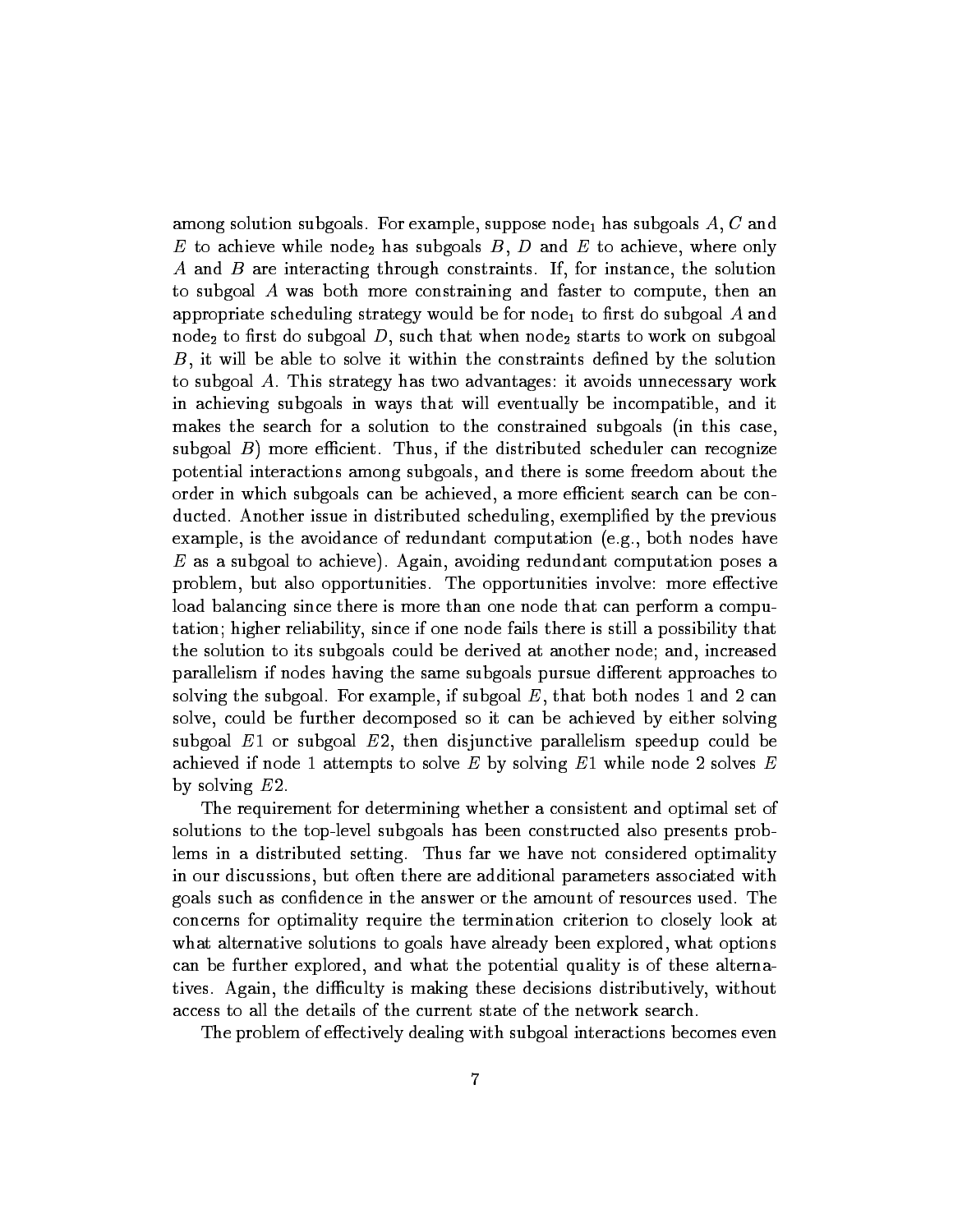among solution subgoals. For example, suppose $node_1$ has subgoals $A$, $C$ and $E$ to achieve while $node_2$ has subgoals $B$, $D$ and $E$ to achieve, where only $A$ and $B$ are interacting through constraints. If, for instance, the solution to subgoal $A$ was both more constraining and faster to compute, then an appropriate scheduling strategy would be for $node_1$ to first do subgoal $A$ and $node_2$ to first do subgoal $D$, such that when $node_2$ starts to work on subgoal $B$, it will be able to solve it within the constraints defined by the solution to subgoal $A$. This strategy has two advantages: it avoids unnecessary work in achieving subgoals in ways that will eventually be incompatible, and it makes the search for a solution to the constrained subgoals (in this case, subgoal $B$) more efficient. Thus, if the distributed scheduler can recognize potential interactions among subgoals, and there is some freedom about the order in which subgoals can be achieved, a more efficient search can be conducted. Another issue in distributed scheduling, exemplified by the previous example, is the avoidance of redundant computation (e.g., both nodes have $E$ as a subgoal to achieve). Again, avoiding redundant computation poses a problem, but also opportunities. The opportunities involve: more effective load balancing since there is more than one node that can perform a computation; higher reliability, since if one node fails there is still a possibility that the solution to its subgoals could be derived at another node; and, increased parallelism if nodes having the same subgoals pursue different approaches to solving the subgoal. For example, if subgoal $E$, that both nodes 1 and 2 can solve, could be further decomposed so it can be achieved by either solving subgoal $E1$ or subgoal $E2$, then disjunctive parallelism speedup could be achieved if node 1 attempts to solve $E$ by solving $E1$ while node 2 solves $E$ by solving $E2$.

The requirement for determining whether a consistent and optimal set of solutions to the top-level subgoals has been constructed also presents problems in a distributed setting. Thus far we have not considered optimality in our discussions, but often there are additional parameters associated with goals such as confidence in the answer or the amount of resources used. The concerns for optimality require the termination criterion to closely look at what alternative solutions to goals have already been explored, what options can be further explored, and what the potential quality is of these alternatives. Again, the difficulty is making these decisions distributively, without access to all the details of the current state of the network search.

The problem of effectively dealing with subgoal interactions becomes even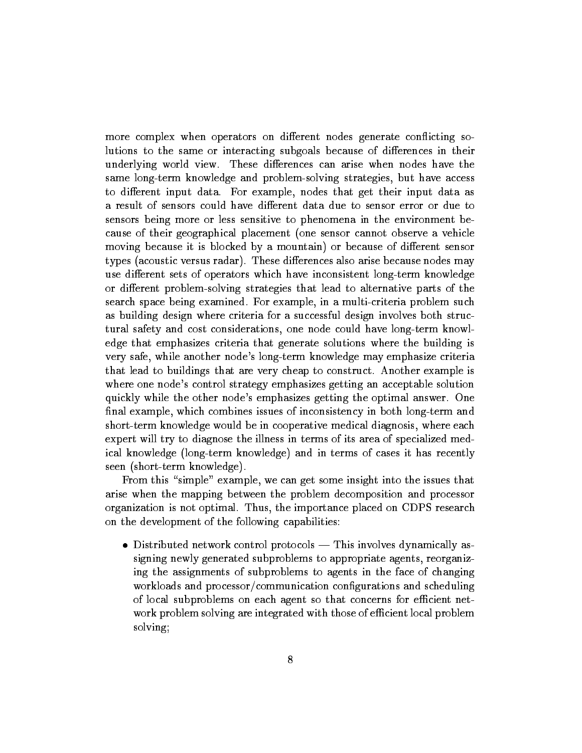more complex when operators on different nodes generate conflicting solutions to the same or interacting subgoals because of differences in their underlying world view. These differences can arise when nodes have the same long-term knowledge and problem-solving strategies, but have access to different input data. For example, nodes that get their input data as a result of sensors could have different data due to sensor error or due to sensors being more or less sensitive to phenomena in the environment because of their geographical placement (one sensor cannot observe a vehicle moving because it is blocked by a mountain) or because of different sensor types (acoustic versus radar). These differences also arise because nodes may use different sets of operators which have inconsistent long-term knowledge or different problem-solving strategies that lead to alternative parts of the search space being examined. For example, in a multi-criteria problem such as building design where criteria for a successful design involves both structural safety and cost considerations, one node could have long-term knowledge that emphasizes criteria that generate solutions where the building is very safe, while another node's long-term knowledge may emphasize criteria that lead to buildings that are very cheap to construct. Another example is where one node's control strategy emphasizes getting an acceptable solution quickly while the other node's emphasizes getting the optimal answer. One final example, which combines issues of inconsistency in both long-term and short-term knowledge would be in cooperative medical diagnosis, where each expert will try to diagnose the illness in terms of its area of specialized medical knowledge (long-term knowledge) and in terms of cases it has recently seen (short-term knowledge).

From this "simple" example, we can get some insight into the issues that arise when the mapping between the problem decomposition and processor organization is not optimal. Thus, the importance placed on CDPS research on the development of the following capabilities:

- Distributed network control protocols — This involves dynamically assigning newly generated subproblems to appropriate agents, reorganizing the assignments of subproblems to agents in the face of changing workloads and processor/communication configurations and scheduling of local subproblems on each agent so that concerns for efficient network problem solving are integrated with those of efficient local problem solving;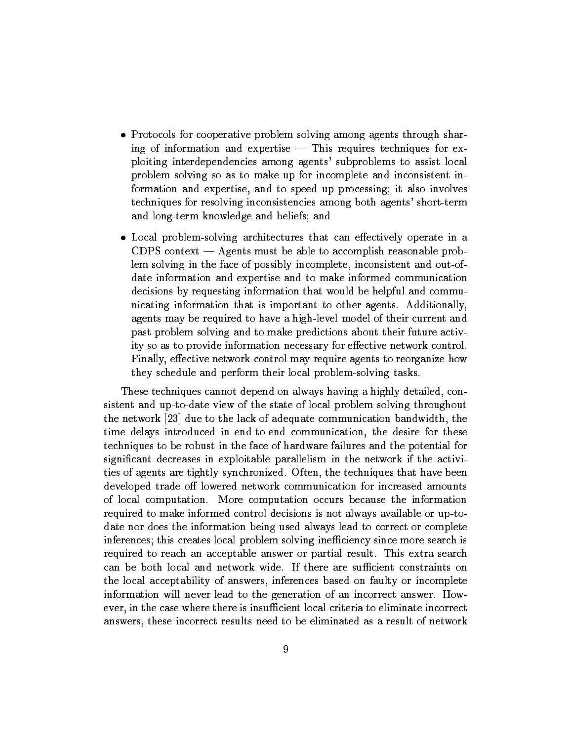- Protocols for cooperative problem solving among agents through sharing of information and expertise — This requires techniques for exploiting interdependencies among agents' subproblems to assist local problem solving so as to make up for incomplete and inconsistent information and expertise, and to speed up processing; it also involves techniques for resolving inconsistencies among both agents' short-term and long-term knowledge and beliefs; and

- Local problem-solving architectures that can effectively operate in a CDPS context — Agents must be able to accomplish reasonable problem solving in the face of possibly incomplete, inconsistent and out-of-date information and expertise and to make informed communication decisions by requesting information that would be helpful and communicating information that is important to other agents. Additionally, agents may be required to have a high-level model of their current and past problem solving and to make predictions about their future activity so as to provide information necessary for effective network control. Finally, effective network control may require agents to reorganize how they schedule and perform their local problem-solving tasks.

These techniques cannot depend on always having a highly detailed, consistent and up-to-date view of the state of local problem solving throughout the network [23] due to the lack of adequate communication bandwidth, the time delays introduced in end-to-end communication, the desire for these techniques to be robust in the face of hardware failures and the potential for significant decreases in exploitable parallelism in the network if the activities of agents are tightly synchronized. Often, the techniques that have been developed trade off lowered network communication for increased amounts of local computation. More computation occurs because the information required to make informed control decisions is not always available or up-to-date nor does the information being used always lead to correct or complete inferences; this creates local problem solving inefficiency since more search is required to reach an acceptable answer or partial result. This extra search can be both local and network wide. If there are sufficient constraints on the local acceptability of answers, inferences based on faulty or incomplete information will never lead to the generation of an incorrect answer. However, in the case where there is insufficient local criteria to eliminate incorrect answers, these incorrect results need to be eliminated as a result of network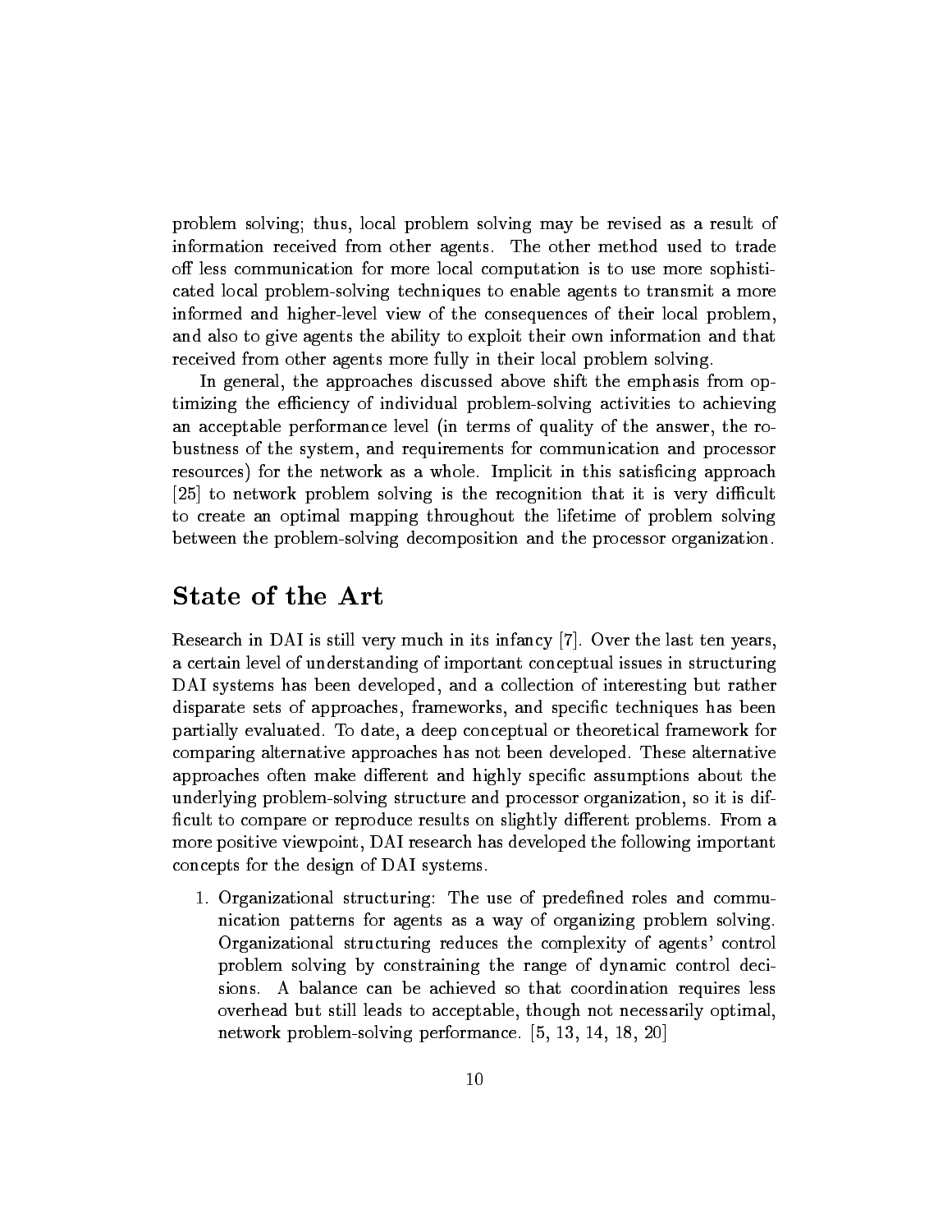problem solving; thus, local problem solving may be revised as a result of information received from other agents. The other method used to trade off less communication for more local computation is to use more sophisticated local problem-solving techniques to enable agents to transmit a more informed and higher-level view of the consequences of their local problem, and also to give agents the ability to exploit their own information and that received from other agents more fully in their local problem solving.

In general, the approaches discussed above shift the emphasis from optimizing the efficiency of individual problem-solving activities to achieving an acceptable performance level (in terms of quality of the answer, the robustness of the system, and requirements for communication and processor resources) for the network as a whole. Implicit in this satisficing approach [25] to network problem solving is the recognition that it is very difficult to create an optimal mapping throughout the lifetime of problem solving between the problem-solving decomposition and the processor organization.

## State of the Art

Research in DAI is still very much in its infancy [7]. Over the last ten years, a certain level of understanding of important conceptual issues in structuring DAI systems has been developed, and a collection of interesting but rather disparate sets of approaches, frameworks, and specific techniques has been partially evaluated. To date, a deep conceptual or theoretical framework for comparing alternative approaches has not been developed. These alternative approaches often make different and highly specific assumptions about the underlying problem-solving structure and processor organization, so it is difficult to compare or reproduce results on slightly different problems. From a more positive viewpoint, DAI research has developed the following important concepts for the design of DAI systems.

1. Organizational structuring: The use of predefined roles and communication patterns for agents as a way of organizing problem solving. Organizational structuring reduces the complexity of agents' control problem solving by constraining the range of dynamic control decisions. A balance can be achieved so that coordination requires less overhead but still leads to acceptable, though not necessarily optimal, network problem-solving performance. [5, 13, 14, 18, 20]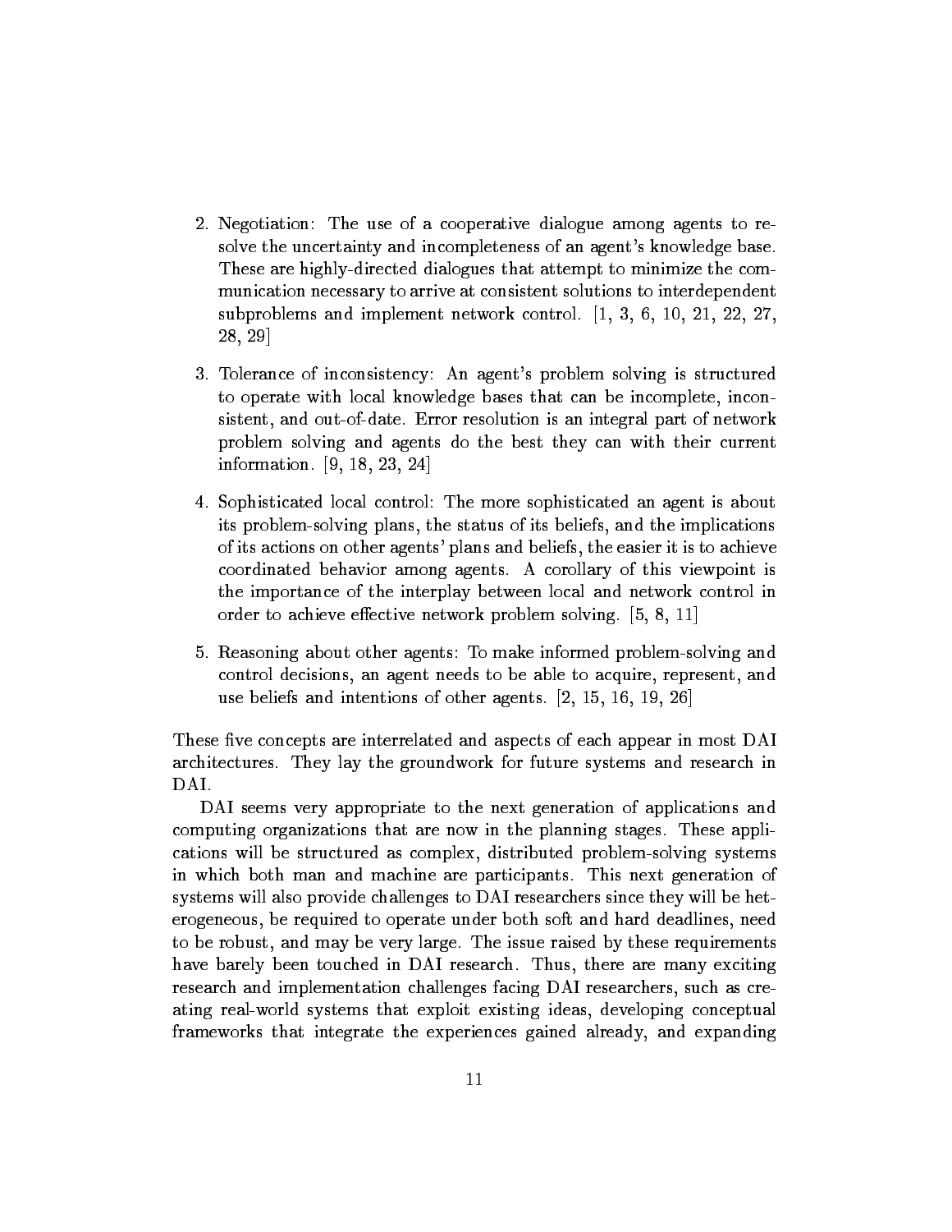2. Negotiation: The use of a cooperative dialogue among agents to resolve the uncertainty and incompleteness of an agent's knowledge base. These are highly-directed dialogues that attempt to minimize the communication necessary to arrive at consistent solutions to interdependent subproblems and implement network control. [1, 3, 6, 10, 21, 22, 27, 28, 29]

3. Tolerance of inconsistency: An agent's problem solving is structured to operate with local knowledge bases that can be incomplete, inconsistent, and out-of-date. Error resolution is an integral part of network problem solving and agents do the best they can with their current information. [9, 18, 23, 24]

4. Sophisticated local control: The more sophisticated an agent is about its problem-solving plans, the status of its beliefs, and the implications of its actions on other agents' plans and beliefs, the easier it is to achieve coordinated behavior among agents. A corollary of this viewpoint is the importance of the interplay between local and network control in order to achieve effective network problem solving. [5, 8, 11]

5. Reasoning about other agents: To make informed problem-solving and control decisions, an agent needs to be able to acquire, represent, and use beliefs and intentions of other agents. [2, 15, 16, 19, 26]

These five concepts are interrelated and aspects of each appear in most DAI architectures. They lay the groundwork for future systems and research in DAI.

DAI seems very appropriate to the next generation of applications and computing organizations that are now in the planning stages. These applications will be structured as complex, distributed problem-solving systems in which both man and machine are participants. This next generation of systems will also provide challenges to DAI researchers since they will be heterogeneous, be required to operate under both soft and hard deadlines, need to be robust, and may be very large. The issue raised by these requirements have barely been touched in DAI research. Thus, there are many exciting research and implementation challenges facing DAI researchers, such as creating real-world systems that exploit existing ideas, developing conceptual frameworks that integrate the experiences gained already, and expanding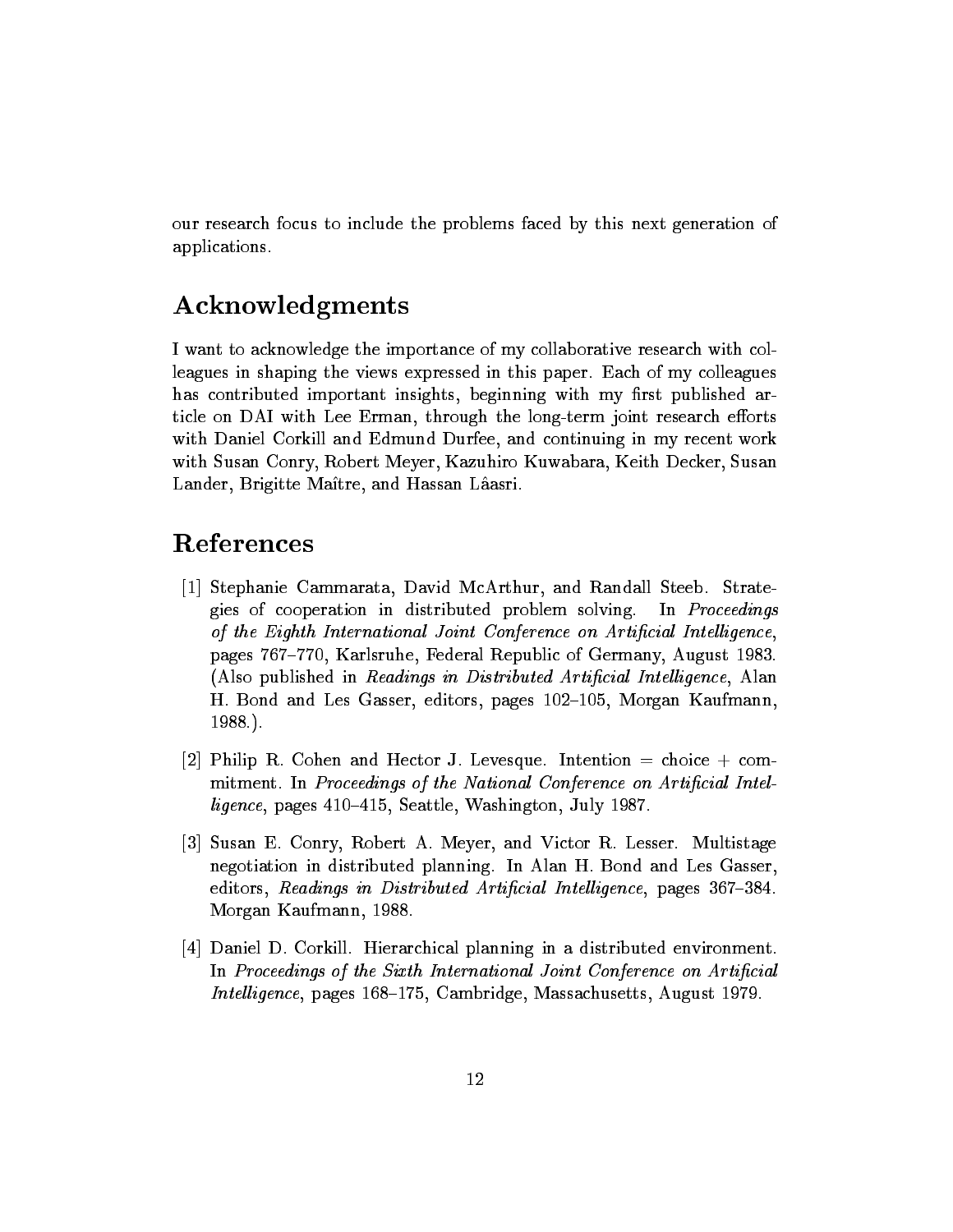our research focus to include the problems faced by this next generation of applications.

## Acknowledgments

I want to acknowledge the importance of my collaborative research with colleagues in shaping the views expressed in this paper. Each of my colleagues has contributed important insights, beginning with my first published article on DAI with Lee Erman, through the long-term joint research efforts with Daniel Corkill and Edmund Durfee, and continuing in my recent work with Susan Conry, Robert Meyer, Kazuhiro Kuwabara, Keith Decker, Susan Lander, Brigitte Maître, and Hassan Lâasri.

## References

[1] Stephanie Cammarata, David McArthur, and Randall Steeb. Strategies of cooperation in distributed problem solving. In *Proceedings of the Eighth International Joint Conference on Artificial Intelligence*, pages 767–770, Karlsruhe, Federal Republic of Germany, August 1983. (Also published in *Readings in Distributed Artificial Intelligence*, Alan H. Bond and Les Gasser, editors, pages 102–105, Morgan Kaufmann, 1988.).

[2] Philip R. Cohen and Hector J. Levesque. Intention = choice + commitment. In *Proceedings of the National Conference on Artificial Intelligence*, pages 410–415, Seattle, Washington, July 1987.

[3] Susan E. Conry, Robert A. Meyer, and Victor R. Lesser. Multistage negotiation in distributed planning. In Alan H. Bond and Les Gasser, editors, *Readings in Distributed Artificial Intelligence*, pages 367–384. Morgan Kaufmann, 1988.

[4] Daniel D. Corkill. Hierarchical planning in a distributed environment. In *Proceedings of the Sixth International Joint Conference on Artificial Intelligence*, pages 168–175, Cambridge, Massachusetts, August 1979.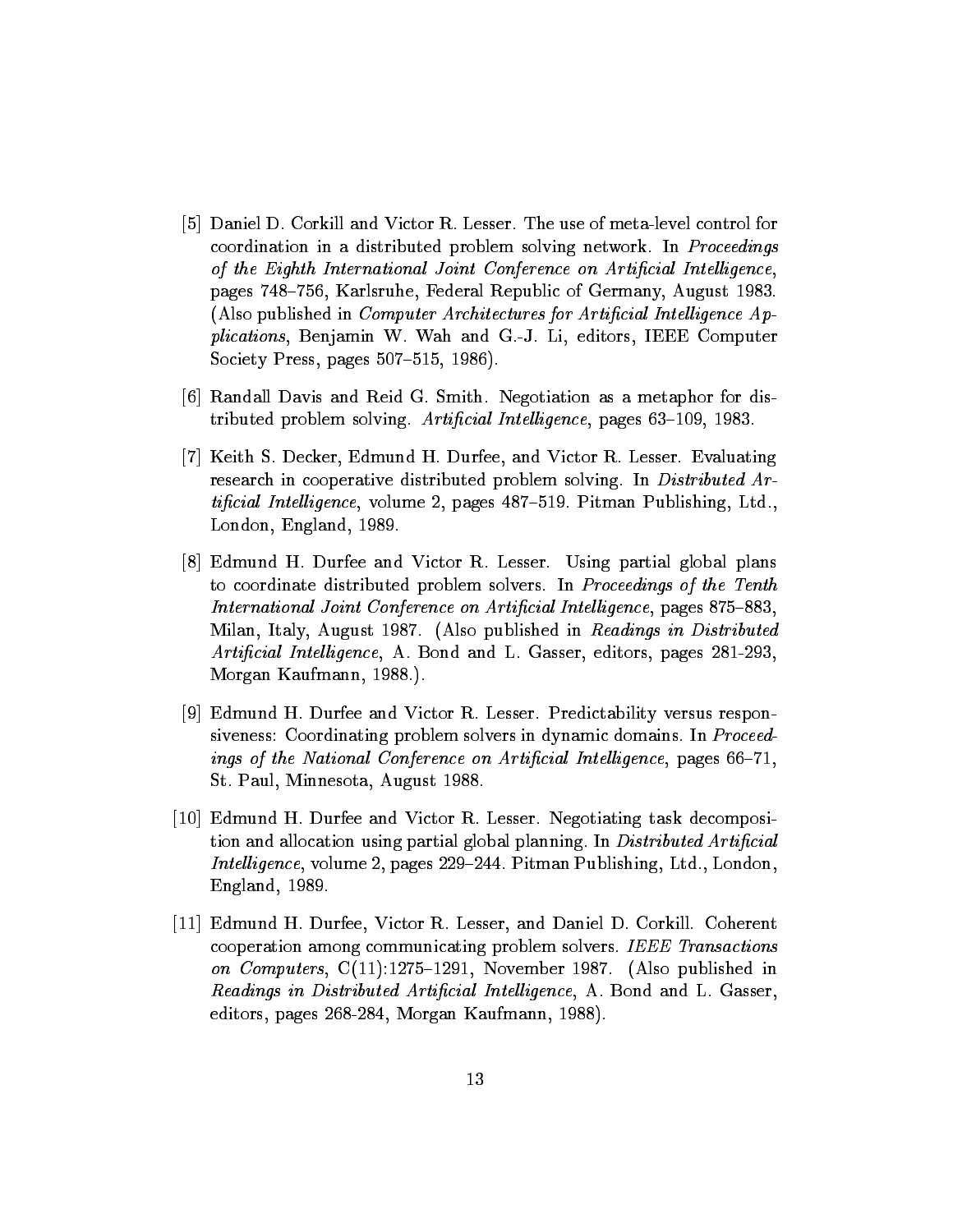[5] Daniel D. Corkill and Victor R. Lesser. The use of meta-level control for coordination in a distributed problem solving network. In *Proceedings of the Eighth International Joint Conference on Artificial Intelligence*, pages 748–756, Karlsruhe, Federal Republic of Germany, August 1983. (Also published in *Computer Architectures for Artificial Intelligence Applications*, Benjamin W. Wah and G.-J. Li, editors, IEEE Computer Society Press, pages 507–515, 1986).

[6] Randall Davis and Reid G. Smith. Negotiation as a metaphor for distributed problem solving. *Artificial Intelligence*, pages 63–109, 1983.

[7] Keith S. Decker, Edmund H. Durfee, and Victor R. Lesser. Evaluating research in cooperative distributed problem solving. In *Distributed Artificial Intelligence*, volume 2, pages 487–519. Pitman Publishing, Ltd., London, England, 1989.

[8] Edmund H. Durfee and Victor R. Lesser. Using partial global plans to coordinate distributed problem solvers. In *Proceedings of the Tenth International Joint Conference on Artificial Intelligence*, pages 875–883, Milan, Italy, August 1987. (Also published in *Readings in Distributed Artificial Intelligence*, A. Bond and L. Gasser, editors, pages 281-293, Morgan Kaufmann, 1988.).

[9] Edmund H. Durfee and Victor R. Lesser. Predictability versus responsiveness: Coordinating problem solvers in dynamic domains. In *Proceedings of the National Conference on Artificial Intelligence*, pages 66–71, St. Paul, Minnesota, August 1988.

[10] Edmund H. Durfee and Victor R. Lesser. Negotiating task decomposition and allocation using partial global planning. In *Distributed Artificial Intelligence*, volume 2, pages 229–244. Pitman Publishing, Ltd., London, England, 1989.

[11] Edmund H. Durfee, Victor R. Lesser, and Daniel D. Corkill. Coherent cooperation among communicating problem solvers. *IEEE Transactions on Computers*, C(11):1275–1291, November 1987. (Also published in *Readings in Distributed Artificial Intelligence*, A. Bond and L. Gasser, editors, pages 268-284, Morgan Kaufmann, 1988).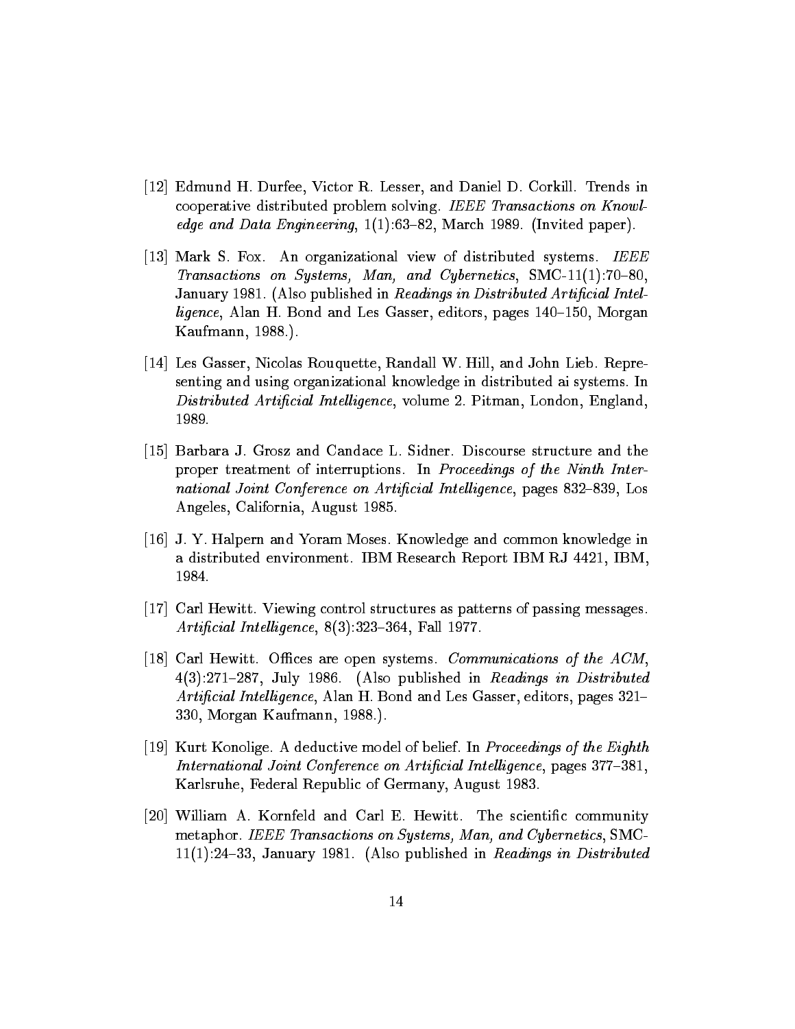[12] Edmund H. Durfee, Victor R. Lesser, and Daniel D. Corkill. Trends in cooperative distributed problem solving. *IEEE Transactions on Knowledge and Data Engineering*, 1(1):63–82, March 1989. (Invited paper).

[13] Mark S. Fox. An organizational view of distributed systems. *IEEE Transactions on Systems, Man, and Cybernetics*, SMC-11(1):70–80, January 1981. (Also published in *Readings in Distributed Artificial Intelligence*, Alan H. Bond and Les Gasser, editors, pages 140–150, Morgan Kaufmann, 1988.).

[14] Les Gasser, Nicolas Rouquette, Randall W. Hill, and John Lieb. Representing and using organizational knowledge in distributed ai systems. In *Distributed Artificial Intelligence*, volume 2. Pitman, London, England, 1989.

[15] Barbara J. Grosz and Candace L. Sidner. Discourse structure and the proper treatment of interruptions. In *Proceedings of the Ninth International Joint Conference on Artificial Intelligence*, pages 832–839, Los Angeles, California, August 1985.

[16] J. Y. Halpern and Yoram Moses. Knowledge and common knowledge in a distributed environment. IBM Research Report IBM RJ 4421, IBM, 1984.

[17] Carl Hewitt. Viewing control structures as patterns of passing messages. *Artificial Intelligence*, 8(3):323–364, Fall 1977.

[18] Carl Hewitt. Offices are open systems. *Communications of the ACM*, 4(3):271–287, July 1986. (Also published in *Readings in Distributed Artificial Intelligence*, Alan H. Bond and Les Gasser, editors, pages 321–330, Morgan Kaufmann, 1988.).

[19] Kurt Konolige. A deductive model of belief. In *Proceedings of the Eighth International Joint Conference on Artificial Intelligence*, pages 377–381, Karlsruhe, Federal Republic of Germany, August 1983.

[20] William A. Kornfeld and Carl E. Hewitt. The scientific community metaphor. *IEEE Transactions on Systems, Man, and Cybernetics*, SMC-11(1):24–33, January 1981. (Also published in *Readings in Distributed*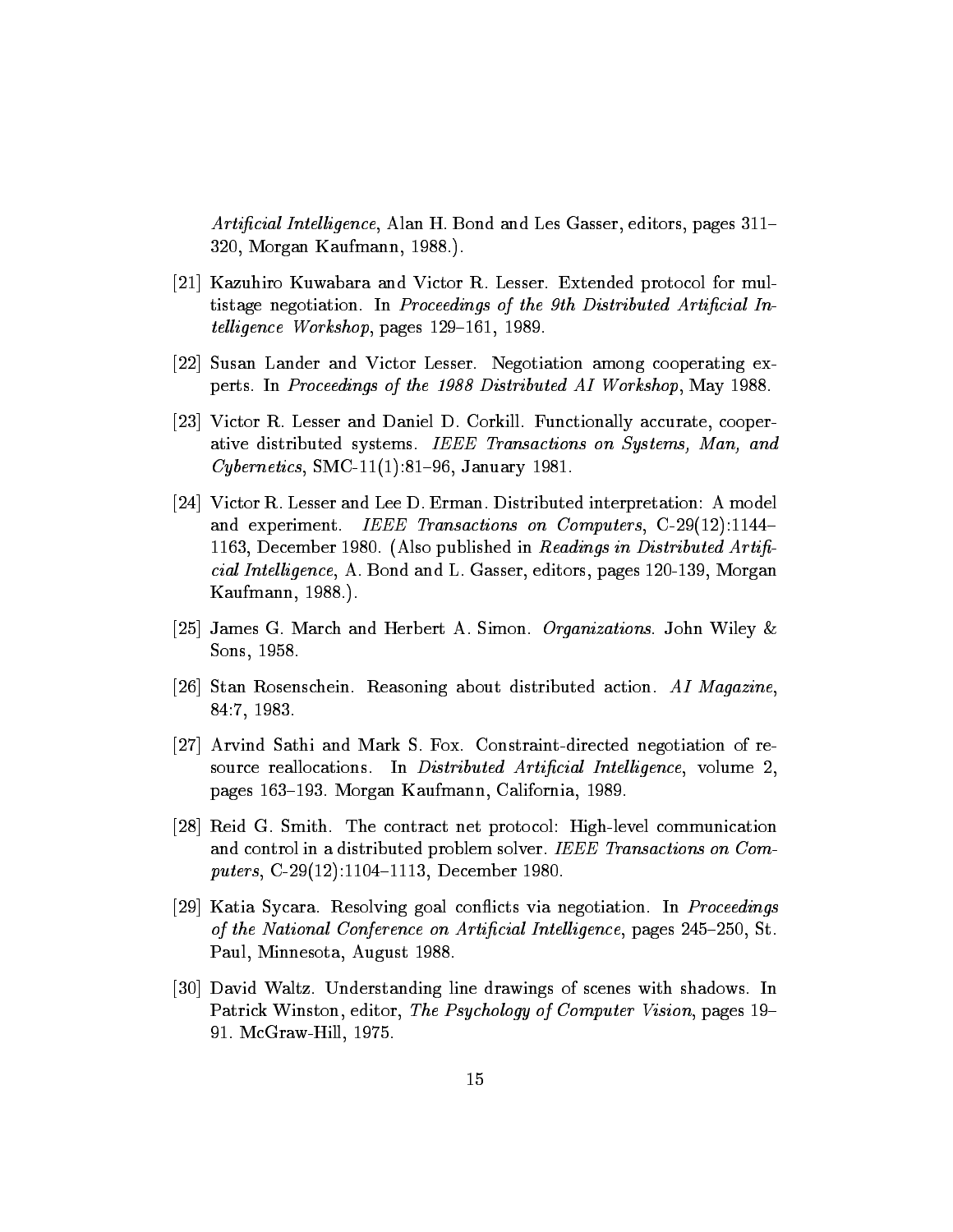*Artificial Intelligence*, Alan H. Bond and Les Gasser, editors, pages 311–320, Morgan Kaufmann, 1988.).

[21] Kazuhiro Kuwabara and Victor R. Lesser. Extended protocol for multistage negotiation. In *Proceedings of the 9th Distributed Artificial Intelligence Workshop*, pages 129–161, 1989.

[22] Susan Lander and Victor Lesser. Negotiation among cooperating experts. In *Proceedings of the 1988 Distributed AI Workshop*, May 1988.

[23] Victor R. Lesser and Daniel D. Corkill. Functionally accurate, cooperative distributed systems. *IEEE Transactions on Systems, Man, and Cybernetics*, SMC-11(1):81–96, January 1981.

[24] Victor R. Lesser and Lee D. Erman. Distributed interpretation: A model and experiment. *IEEE Transactions on Computers*, C-29(12):1144–1163, December 1980. (Also published in *Readings in Distributed Artificial Intelligence*, A. Bond and L. Gasser, editors, pages 120-139, Morgan Kaufmann, 1988.).

[25] James G. March and Herbert A. Simon. *Organizations*. John Wiley & Sons, 1958.

[26] Stan Rosenschein. Reasoning about distributed action. *AI Magazine*, 84:7, 1983.

[27] Arvind Sathi and Mark S. Fox. Constraint-directed negotiation of resource reallocations. In *Distributed Artificial Intelligence*, volume 2, pages 163–193. Morgan Kaufmann, California, 1989.

[28] Reid G. Smith. The contract net protocol: High-level communication and control in a distributed problem solver. *IEEE Transactions on Computers*, C-29(12):1104–1113, December 1980.

[29] Katia Sycara. Resolving goal conflicts via negotiation. In *Proceedings of the National Conference on Artificial Intelligence*, pages 245–250, St. Paul, Minnesota, August 1988.

[30] David Waltz. Understanding line drawings of scenes with shadows. In Patrick Winston, editor, *The Psychology of Computer Vision*, pages 19–91. McGraw-Hill, 1975.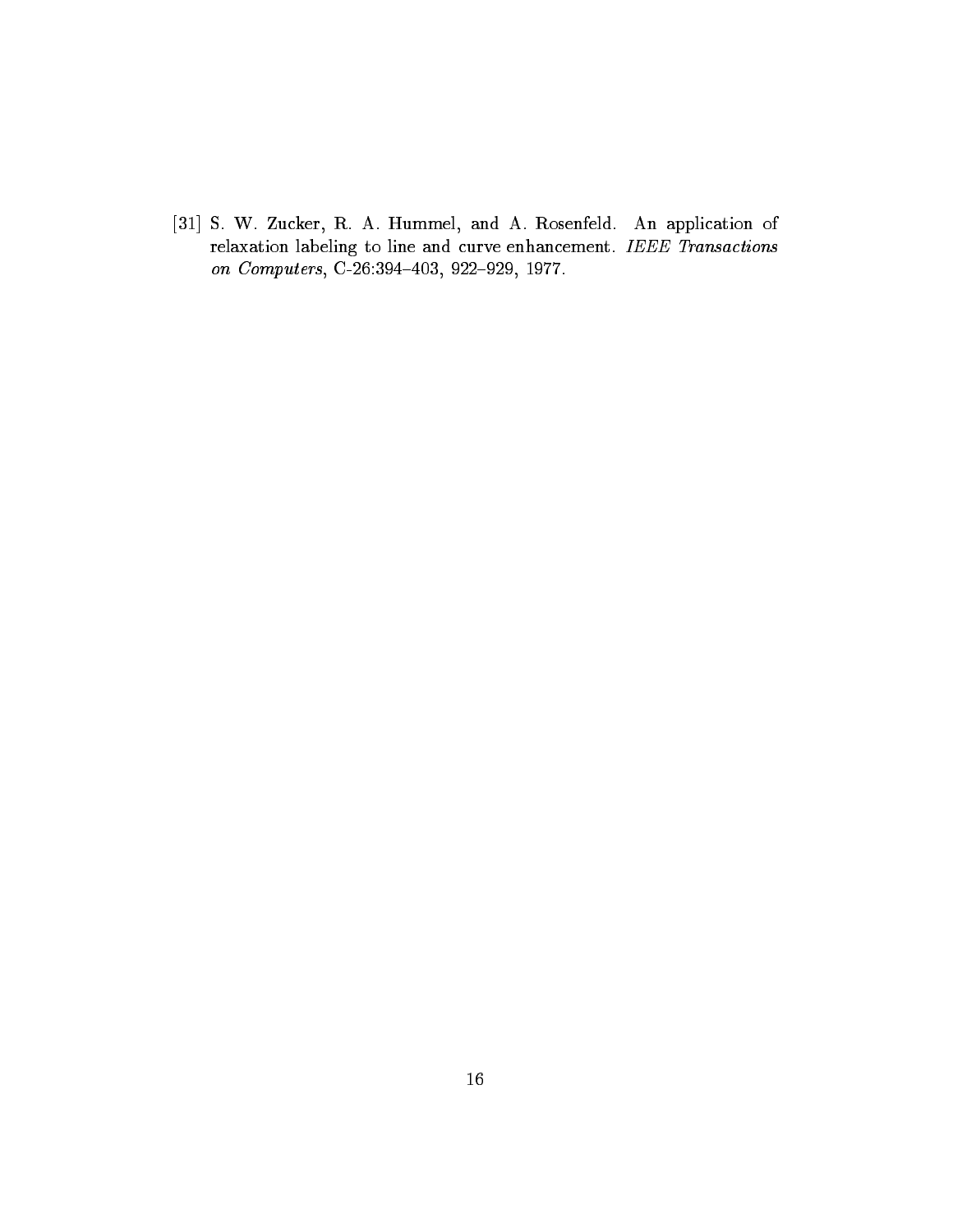[31] S. W. Zucker, R. A. Hummel, and A. Rosenfeld. An application of relaxation labeling to line and curve enhancement. *IEEE Transactions on Computers*, C-26:394–403, 922–929, 1977.